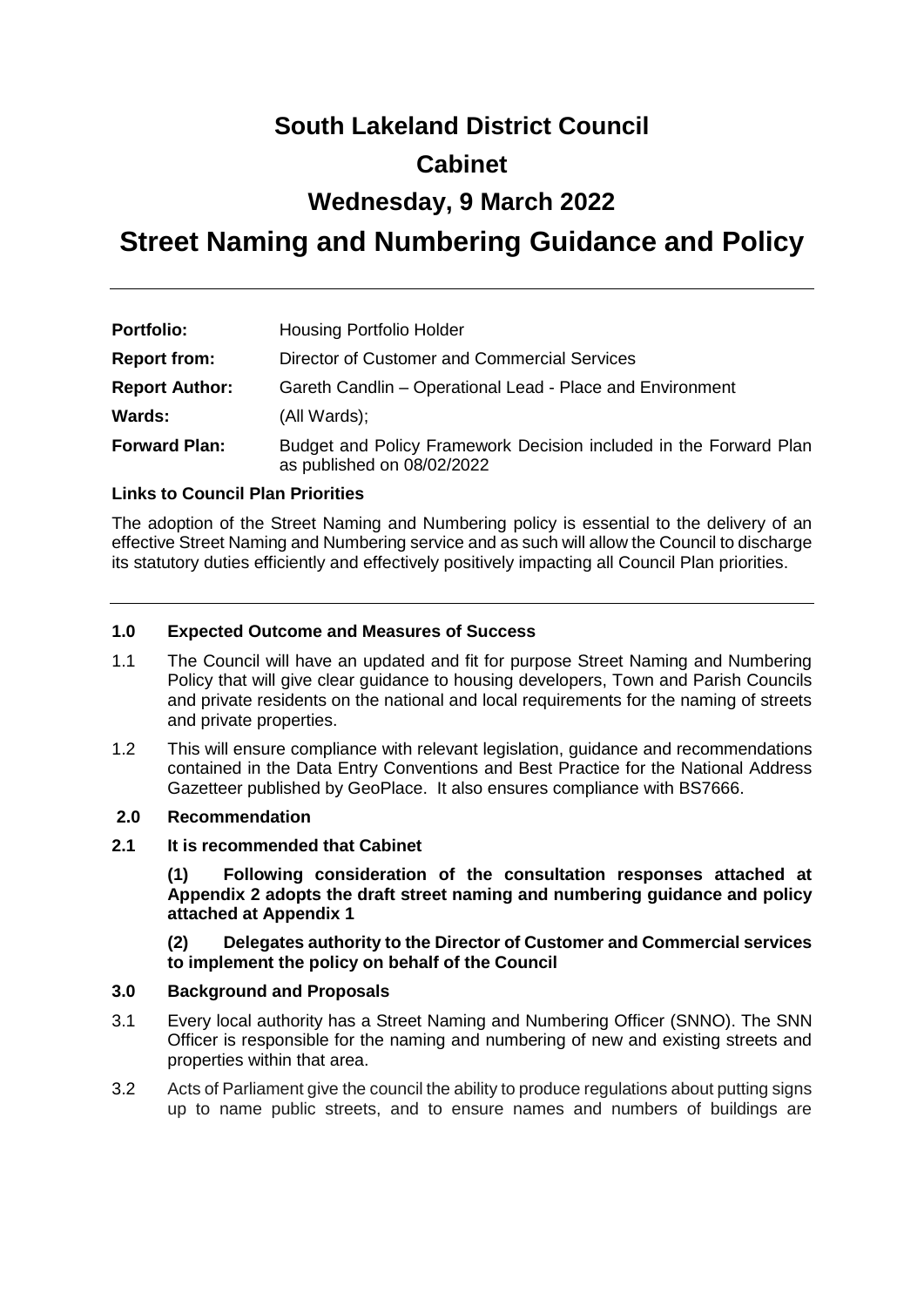# South Lakeland District Council

# Cabinet

# Wednesday, 9 March 2022

# Street Naming and Numbering Guidance and Policy

| | |
|---|---|
| **Portfolio:** | Housing Portfolio Holder |
| **Report from:** | Director of Customer and Commercial Services |
| **Report Author:** | Gareth Candlin – Operational Lead - Place and Environment |
| **Wards:** | (All Wards); |
| **Forward Plan:** | Budget and Policy Framework Decision included in the Forward Plan as published on 08/02/2022 |

**Links to Council Plan Priorities**

The adoption of the Street Naming and Numbering policy is essential to the delivery of an effective Street Naming and Numbering service and as such will allow the Council to discharge its statutory duties efficiently and effectively positively impacting all Council Plan priorities.

## 1.0 Expected Outcome and Measures of Success

1.1 The Council will have an updated and fit for purpose Street Naming and Numbering Policy that will give clear guidance to housing developers, Town and Parish Councils and private residents on the national and local requirements for the naming of streets and private properties.

1.2 This will ensure compliance with relevant legislation, guidance and recommendations contained in the Data Entry Conventions and Best Practice for the National Address Gazetteer published by GeoPlace. It also ensures compliance with BS7666.

## 2.0 Recommendation

**2.1 It is recommended that Cabinet**

**(1) Following consideration of the consultation responses attached at Appendix 2 adopts the draft street naming and numbering guidance and policy attached at Appendix 1**

**(2) Delegates authority to the Director of Customer and Commercial services to implement the policy on behalf of the Council**

## 3.0 Background and Proposals

3.1 Every local authority has a Street Naming and Numbering Officer (SNNO). The SNN Officer is responsible for the naming and numbering of new and existing streets and properties within that area.

3.2 Acts of Parliament give the council the ability to produce regulations about putting signs up to name public streets, and to ensure names and numbers of buildings are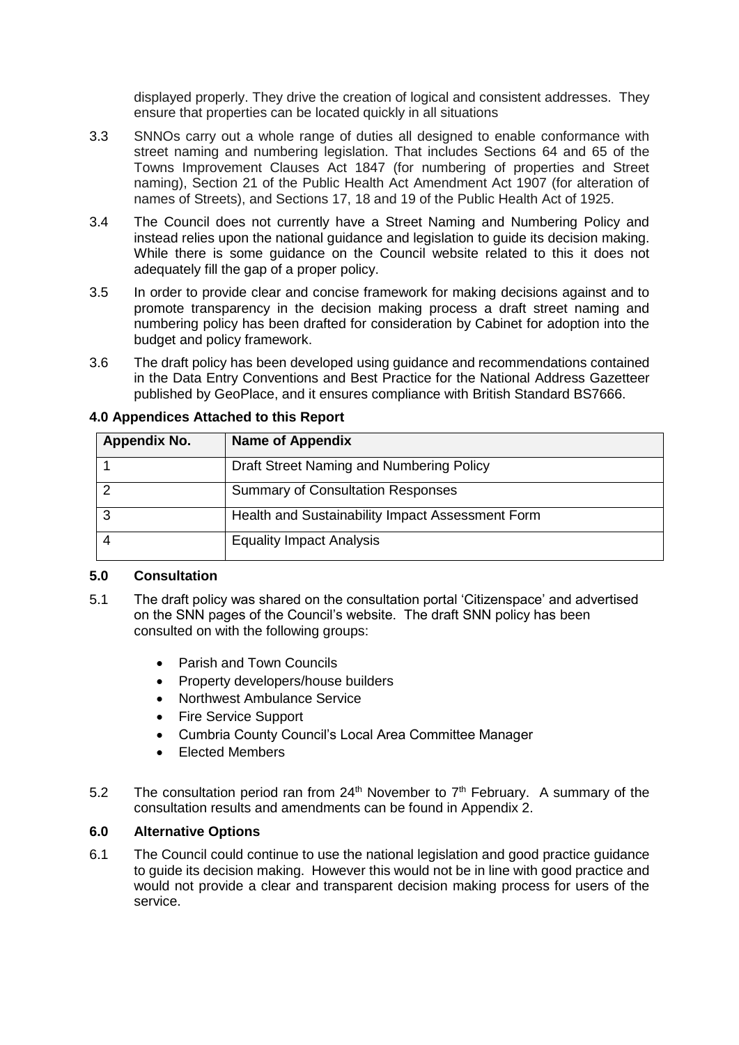displayed properly. They drive the creation of logical and consistent addresses. They ensure that properties can be located quickly in all situations

3.3 SNNOs carry out a whole range of duties all designed to enable conformance with street naming and numbering legislation. That includes Sections 64 and 65 of the Towns Improvement Clauses Act 1847 (for numbering of properties and Street naming), Section 21 of the Public Health Act Amendment Act 1907 (for alteration of names of Streets), and Sections 17, 18 and 19 of the Public Health Act of 1925.

3.4 The Council does not currently have a Street Naming and Numbering Policy and instead relies upon the national guidance and legislation to guide its decision making. While there is some guidance on the Council website related to this it does not adequately fill the gap of a proper policy.

3.5 In order to provide clear and concise framework for making decisions against and to promote transparency in the decision making process a draft street naming and numbering policy has been drafted for consideration by Cabinet for adoption into the budget and policy framework.

3.6 The draft policy has been developed using guidance and recommendations contained in the Data Entry Conventions and Best Practice for the National Address Gazetteer published by GeoPlace, and it ensures compliance with British Standard BS7666.

**4.0 Appendices Attached to this Report**

| Appendix No. | Name of Appendix |
|---|---|
| 1 | Draft Street Naming and Numbering Policy |
| 2 | Summary of Consultation Responses |
| 3 | Health and Sustainability Impact Assessment Form |
| 4 | Equality Impact Analysis |

**5.0 Consultation**

5.1 The draft policy was shared on the consultation portal 'Citizenspace' and advertised on the SNN pages of the Council's website. The draft SNN policy has been consulted on with the following groups:

- Parish and Town Councils
- Property developers/house builders
- Northwest Ambulance Service
- Fire Service Support
- Cumbria County Council's Local Area Committee Manager
- Elected Members

5.2 The consultation period ran from 24th November to 7th February. A summary of the consultation results and amendments can be found in Appendix 2.

**6.0 Alternative Options**

6.1 The Council could continue to use the national legislation and good practice guidance to guide its decision making. However this would not be in line with good practice and would not provide a clear and transparent decision making process for users of the service.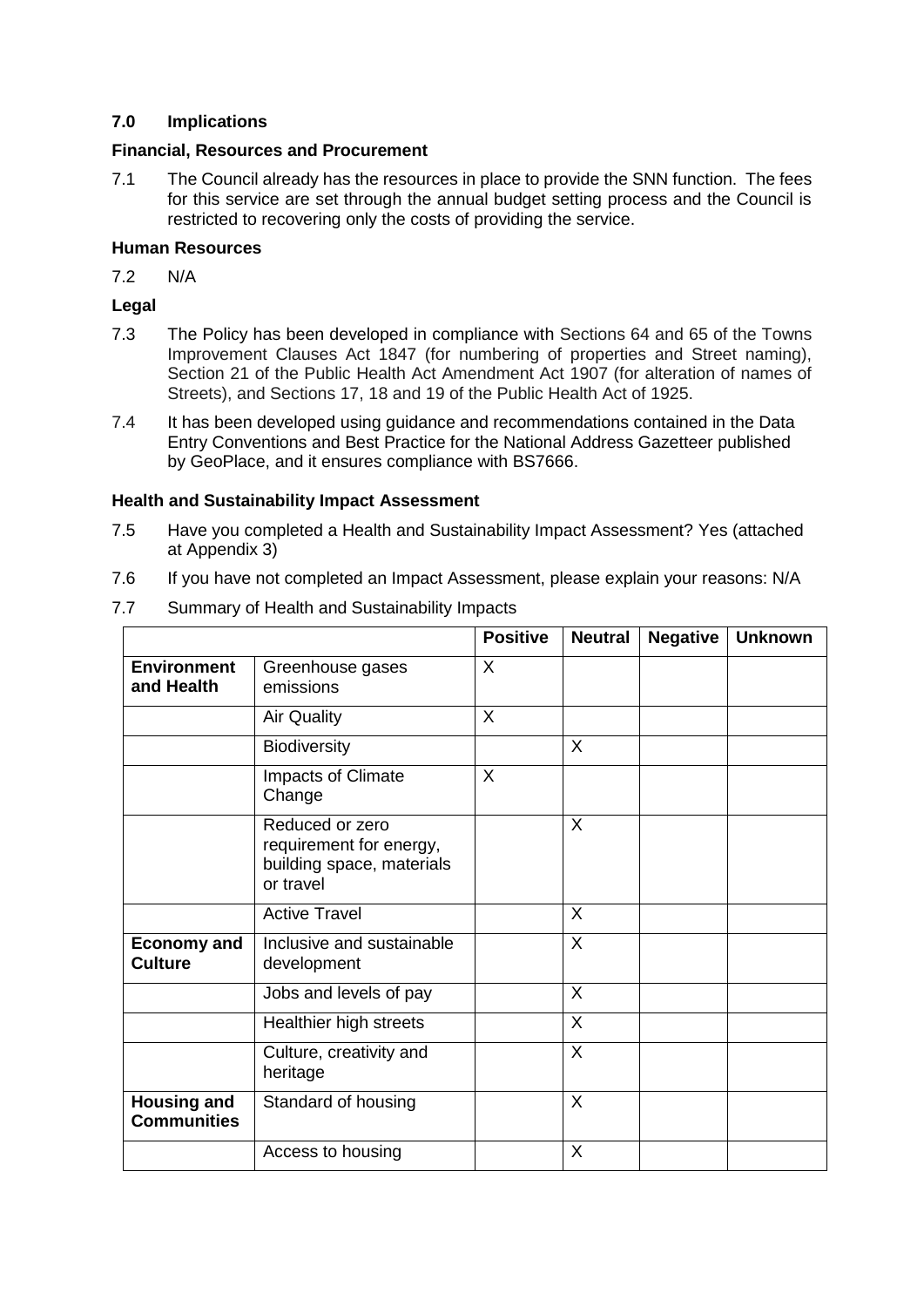## 7.0 Implications

### Financial, Resources and Procurement

7.1 The Council already has the resources in place to provide the SNN function. The fees for this service are set through the annual budget setting process and the Council is restricted to recovering only the costs of providing the service.

### Human Resources

7.2 N/A

### Legal

7.3 The Policy has been developed in compliance with Sections 64 and 65 of the Towns Improvement Clauses Act 1847 (for numbering of properties and Street naming), Section 21 of the Public Health Act Amendment Act 1907 (for alteration of names of Streets), and Sections 17, 18 and 19 of the Public Health Act of 1925.

7.4 It has been developed using guidance and recommendations contained in the Data Entry Conventions and Best Practice for the National Address Gazetteer published by GeoPlace, and it ensures compliance with BS7666.

### Health and Sustainability Impact Assessment

7.5 Have you completed a Health and Sustainability Impact Assessment? Yes (attached at Appendix 3)

7.6 If you have not completed an Impact Assessment, please explain your reasons: N/A

7.7 Summary of Health and Sustainability Impacts

| | | Positive | Neutral | Negative | Unknown |
|---|---|---|---|---|---|
| **Environment and Health** | Greenhouse gases emissions | X | | | |
| | Air Quality | X | | | |
| | Biodiversity | | X | | |
| | Impacts of Climate Change | X | | | |
| | Reduced or zero requirement for energy, building space, materials or travel | | X | | |
| | Active Travel | | X | | |
| **Economy and Culture** | Inclusive and sustainable development | | X | | |
| | Jobs and levels of pay | | X | | |
| | Healthier high streets | | X | | |
| | Culture, creativity and heritage | | X | | |
| **Housing and Communities** | Standard of housing | | X | | |
| | Access to housing | | X | | |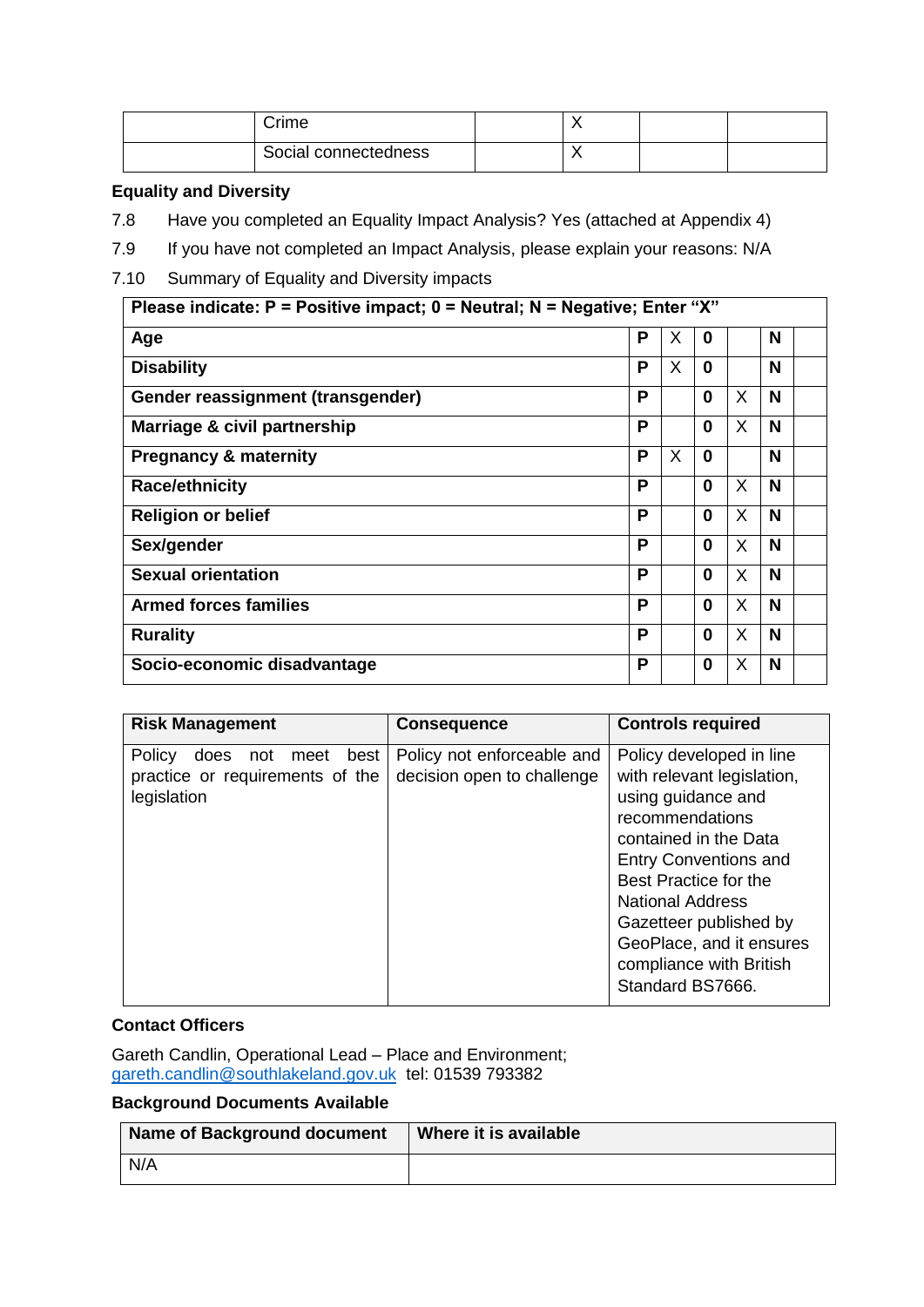|  | Crime |  | X |  |  |
|---|---|---|---|---|---|
|  | Social connectedness |  | X |  |  |

**Equality and Diversity**

7.8 Have you completed an Equality Impact Analysis? Yes (attached at Appendix 4)

7.9 If you have not completed an Impact Analysis, please explain your reasons: N/A

7.10 Summary of Equality and Diversity impacts

| Please indicate: P = Positive impact; 0 = Neutral; N = Negative; Enter "X" | | | | | | |
|---|---|---|---|---|---|---|
| **Age** | **P** | X | **0** |  | **N** |  |
| **Disability** | **P** | X | **0** |  | **N** |  |
| **Gender reassignment (transgender)** | **P** |  | **0** | X | **N** |  |
| **Marriage & civil partnership** | **P** |  | **0** | X | **N** |  |
| **Pregnancy & maternity** | **P** | X | **0** |  | **N** |  |
| **Race/ethnicity** | **P** |  | **0** | X | **N** |  |
| **Religion or belief** | **P** |  | **0** | X | **N** |  |
| **Sex/gender** | **P** |  | **0** | X | **N** |  |
| **Sexual orientation** | **P** |  | **0** | X | **N** |  |
| **Armed forces families** | **P** |  | **0** | X | **N** |  |
| **Rurality** | **P** |  | **0** | X | **N** |  |
| **Socio-economic disadvantage** | **P** |  | **0** | X | **N** |  |

| Risk Management | Consequence | Controls required |
|---|---|---|
| Policy does not meet best practice or requirements of the legislation | Policy not enforceable and decision open to challenge | Policy developed in line with relevant legislation, using guidance and recommendations contained in the Data Entry Conventions and Best Practice for the National Address Gazetteer published by GeoPlace, and it ensures compliance with British Standard BS7666. |

**Contact Officers**

Gareth Candlin, Operational Lead – Place and Environment; gareth.candlin@southlakeland.gov.uk tel: 01539 793382

**Background Documents Available**

| Name of Background document | Where it is available |
|---|---|
| N/A |  |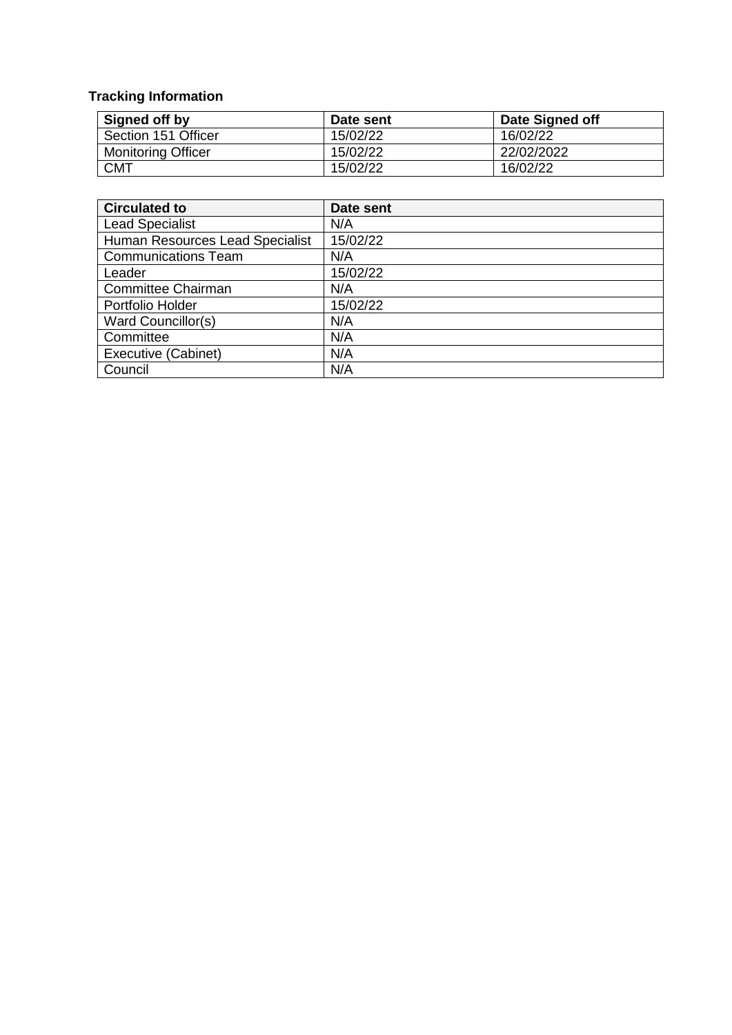**Tracking Information**

| Signed off by | Date sent | Date Signed off |
|---|---|---|
| Section 151 Officer | 15/02/22 | 16/02/22 |
| Monitoring Officer | 15/02/22 | 22/02/2022 |
| CMT | 15/02/22 | 16/02/22 |

| Circulated to | Date sent |
|---|---|
| Lead Specialist | N/A |
| Human Resources Lead Specialist | 15/02/22 |
| Communications Team | N/A |
| Leader | 15/02/22 |
| Committee Chairman | N/A |
| Portfolio Holder | 15/02/22 |
| Ward Councillor(s) | N/A |
| Committee | N/A |
| Executive (Cabinet) | N/A |
| Council | N/A |